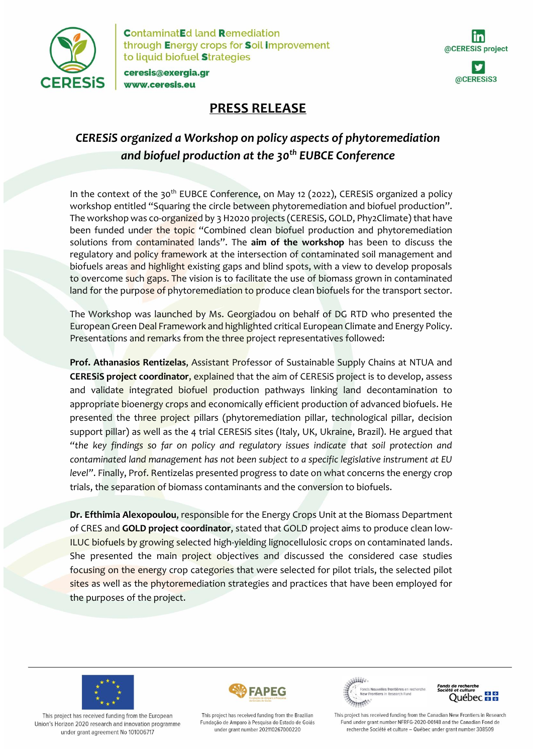ContaminatEd land Remediation through Energy crops for Soil improvement to liquid biofuel Strategies

ceresis@exergia.gr
www.ceresis.eu

@CERESiS project
@CERESiS3

# PRESS RELEASE

## *CERESiS organized a Workshop on policy aspects of phytoremediation and biofuel production at the 30th EUBCE Conference*

In the context of the 30th EUBCE Conference, on May 12 (2022), CERESiS organized a policy workshop entitled "Squaring the circle between phytoremediation and biofuel production". The workshop was co-organized by 3 H2020 projects (CERESiS, GOLD, Phy2Climate) that have been funded under the topic "Combined clean biofuel production and phytoremediation solutions from contaminated lands". The **aim of the workshop** has been to discuss the regulatory and policy framework at the intersection of contaminated soil management and biofuels areas and highlight existing gaps and blind spots, with a view to develop proposals to overcome such gaps. The vision is to facilitate the use of biomass grown in contaminated land for the purpose of phytoremediation to produce clean biofuels for the transport sector.

The Workshop was launched by Ms. Georgiadou on behalf of DG RTD who presented the European Green Deal Framework and highlighted critical European Climate and Energy Policy. Presentations and remarks from the three project representatives followed:

**Prof. Athanasios Rentizelas**, Assistant Professor of Sustainable Supply Chains at NTUA and **CERESiS project coordinator**, explained that the aim of CERESiS project is to develop, assess and validate integrated biofuel production pathways linking land decontamination to appropriate bioenergy crops and economically efficient production of advanced biofuels. He presented the three project pillars (phytoremediation pillar, technological pillar, decision support pillar) as well as the 4 trial CERESiS sites (Italy, UK, Ukraine, Brazil). He argued that *"the key findings so far on policy and regulatory issues indicate that soil protection and contaminated land management has not been subject to a specific legislative instrument at EU level"*. Finally, Prof. Rentizelas presented progress to date on what concerns the energy crop trials, the separation of biomass contaminants and the conversion to biofuels.

**Dr. Efthimia Alexopoulou**, responsible for the Energy Crops Unit at the Biomass Department of CRES and **GOLD project coordinator**, stated that GOLD project aims to produce clean low-ILUC biofuels by growing selected high-yielding lignocellulosic crops on contaminated lands. She presented the main project objectives and discussed the considered case studies focusing on the energy crop categories that were selected for pilot trials, the selected pilot sites as well as the phytoremediation strategies and practices that have been employed for the purposes of the project.

---

This project has received funding from the European Union's Horizon 2020 research and innovation programme under grant agreement No 101006717

This project has received funding from the Brazilian Fundação de Amparo à Pesquisa do Estado de Goiás under grant number 202110267000220

This project has received funding from the Canadian New Frontiers in Research Fund under grant number NFRFG-2020-00148 and the Canadian Fond de recherche Société et culture – Québec under grant number 308509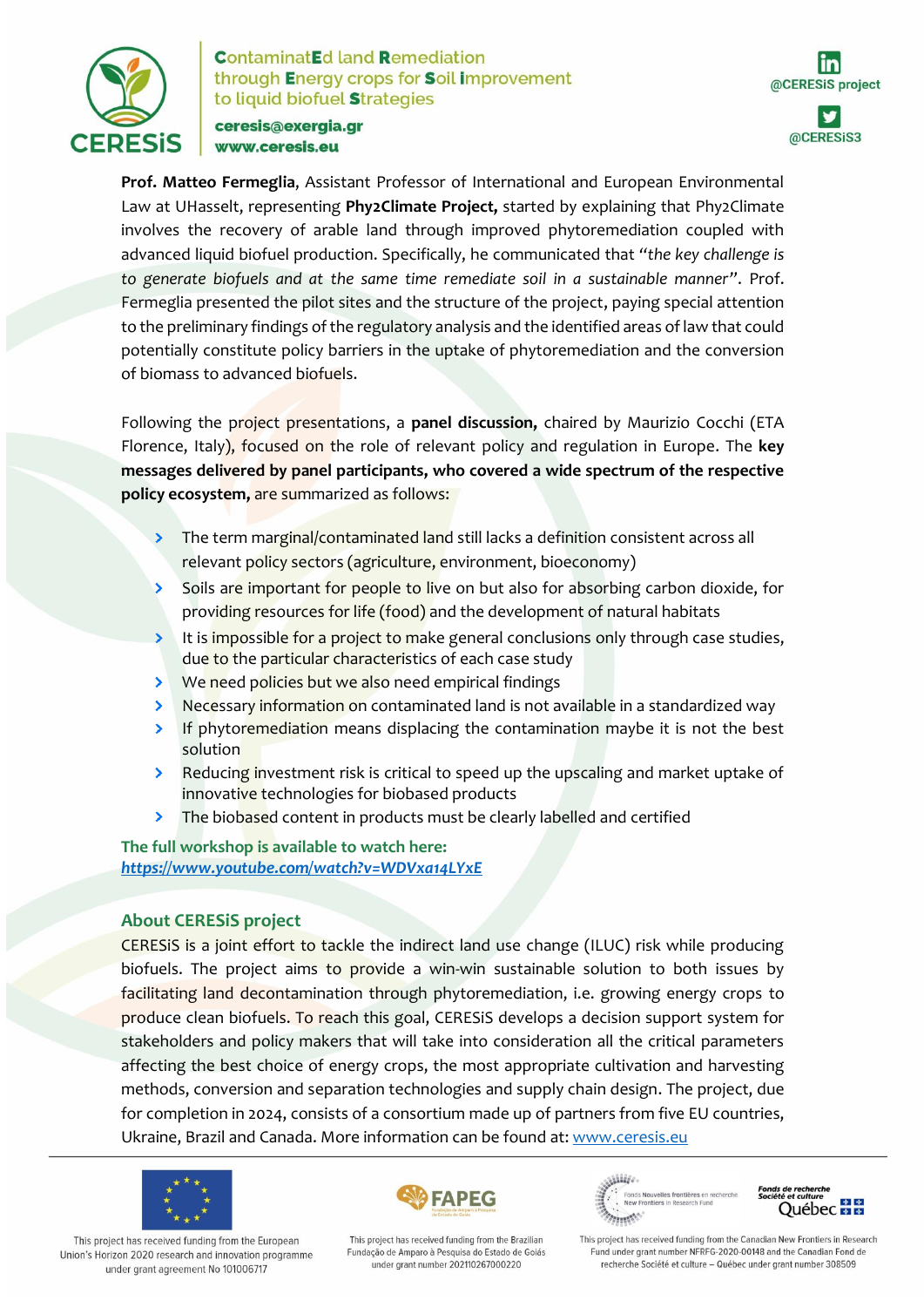**Prof. Matteo Fermeglia**, Assistant Professor of International and European Environmental Law at UHasselt, representing **Phy2Climate Project,** started by explaining that Phy2Climate involves the recovery of arable land through improved phytoremediation coupled with advanced liquid biofuel production. Specifically, he communicated that *"the key challenge is to generate biofuels and at the same time remediate soil in a sustainable manner"*. Prof. Fermeglia presented the pilot sites and the structure of the project, paying special attention to the preliminary findings of the regulatory analysis and the identified areas of law that could potentially constitute policy barriers in the uptake of phytoremediation and the conversion of biomass to advanced biofuels.

Following the project presentations, a **panel discussion,** chaired by Maurizio Cocchi (ETA Florence, Italy), focused on the role of relevant policy and regulation in Europe. The **key messages delivered by panel participants, who covered a wide spectrum of the respective policy ecosystem,** are summarized as follows:

- The term marginal/contaminated land still lacks a definition consistent across all relevant policy sectors (agriculture, environment, bioeconomy)
- Soils are important for people to live on but also for absorbing carbon dioxide, for providing resources for life (food) and the development of natural habitats
- It is impossible for a project to make general conclusions only through case studies, due to the particular characteristics of each case study
- We need policies but we also need empirical findings
- Necessary information on contaminated land is not available in a standardized way
- If phytoremediation means displacing the contamination maybe it is not the best solution
- Reducing investment risk is critical to speed up the upscaling and market uptake of innovative technologies for biobased products
- The biobased content in products must be clearly labelled and certified

**The full workshop is available to watch here:**
***https://www.youtube.com/watch?v=WDVxa14LYxE***

## About CERESiS project

CERESiS is a joint effort to tackle the indirect land use change (ILUC) risk while producing biofuels. The project aims to provide a win-win sustainable solution to both issues by facilitating land decontamination through phytoremediation, i.e. growing energy crops to produce clean biofuels. To reach this goal, CERESiS develops a decision support system for stakeholders and policy makers that will take into consideration all the critical parameters affecting the best choice of energy crops, the most appropriate cultivation and harvesting methods, conversion and separation technologies and supply chain design. The project, due for completion in 2024, consists of a consortium made up of partners from five EU countries, Ukraine, Brazil and Canada. More information can be found at: www.ceresis.eu

This project has received funding from the European Union's Horizon 2020 research and innovation programme under grant agreement No 101006717

This project has received funding from the Brazilian Fundação de Amparo à Pesquisa do Estado de Goiás under grant number 202110267000220

This project has received funding from the Canadian New Frontiers in Research Fund under grant number NFRFG-2020-00148 and the Canadian Fond de recherche Société et culture – Québec under grant number 308509